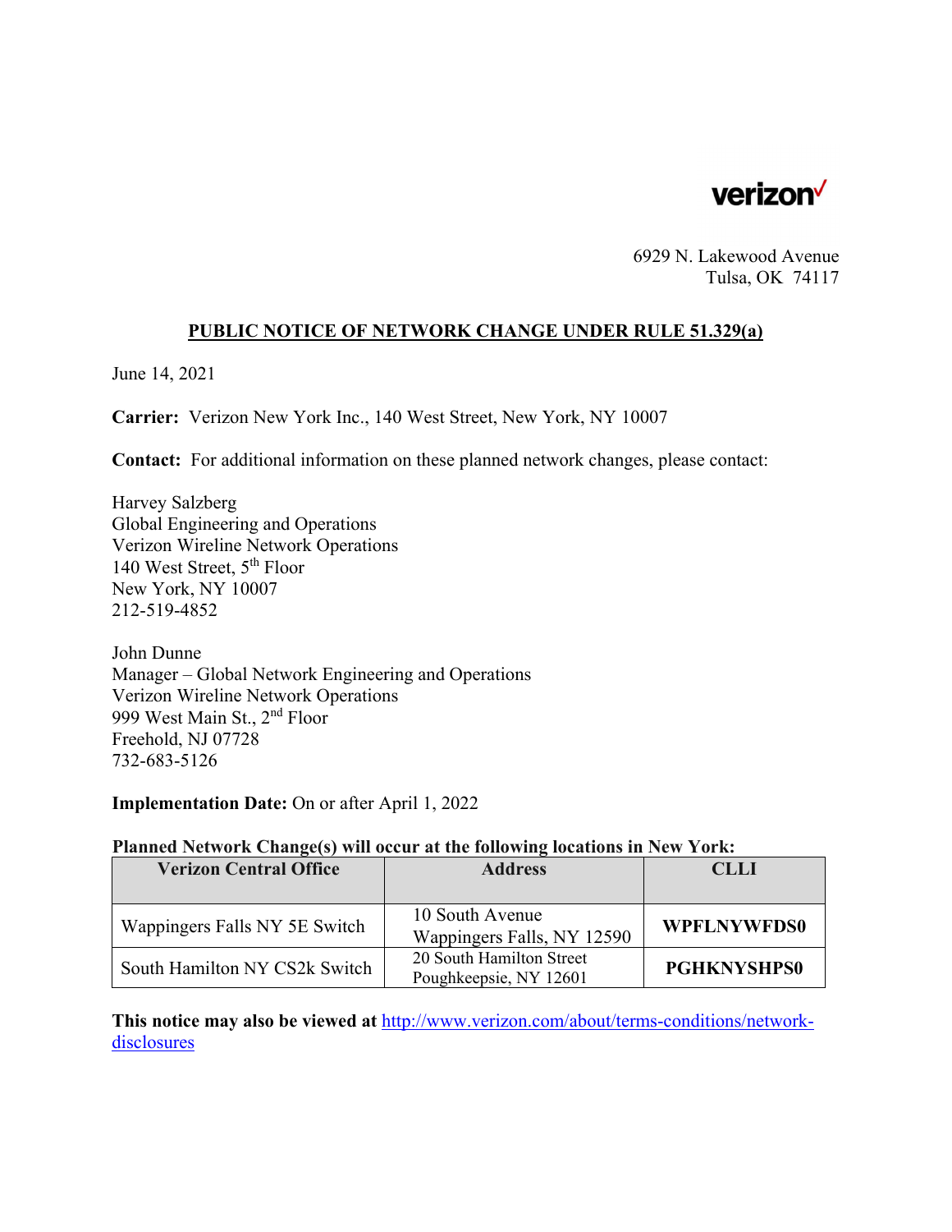verizon

6929 N. Lakewood Avenue
Tulsa, OK 74117

## PUBLIC NOTICE OF NETWORK CHANGE UNDER RULE 51.329(a)

June 14, 2021

**Carrier:** Verizon New York Inc., 140 West Street, New York, NY 10007

**Contact:** For additional information on these planned network changes, please contact:

Harvey Salzberg
Global Engineering and Operations
Verizon Wireline Network Operations
140 West Street, 5th Floor
New York, NY 10007
212-519-4852

John Dunne
Manager – Global Network Engineering and Operations
Verizon Wireline Network Operations
999 West Main St., 2nd Floor
Freehold, NJ 07728
732-683-5126

**Implementation Date:** On or after April 1, 2022

**Planned Network Change(s) will occur at the following locations in New York:**

| Verizon Central Office | Address | CLLI |
|---|---|---|
| Wappingers Falls NY 5E Switch | 10 South Avenue Wappingers Falls, NY 12590 | **WPFLNYWFDS0** |
| South Hamilton NY CS2k Switch | 20 South Hamilton Street Poughkeepsie, NY 12601 | **PGHKNYSHPS0** |

**This notice may also be viewed at** http://www.verizon.com/about/terms-conditions/network-disclosures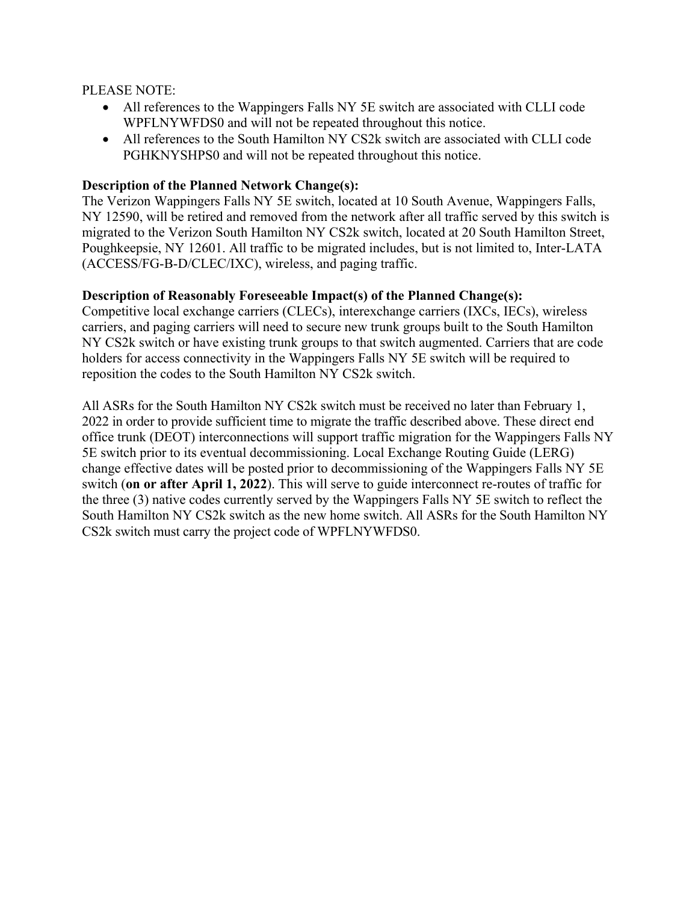PLEASE NOTE:

- All references to the Wappingers Falls NY 5E switch are associated with CLLI code WPFLNYWFDS0 and will not be repeated throughout this notice.
- All references to the South Hamilton NY CS2k switch are associated with CLLI code PGHKNYSHPS0 and will not be repeated throughout this notice.

**Description of the Planned Network Change(s):**

The Verizon Wappingers Falls NY 5E switch, located at 10 South Avenue, Wappingers Falls, NY 12590, will be retired and removed from the network after all traffic served by this switch is migrated to the Verizon South Hamilton NY CS2k switch, located at 20 South Hamilton Street, Poughkeepsie, NY 12601. All traffic to be migrated includes, but is not limited to, Inter-LATA (ACCESS/FG-B-D/CLEC/IXC), wireless, and paging traffic.

**Description of Reasonably Foreseeable Impact(s) of the Planned Change(s):**

Competitive local exchange carriers (CLECs), interexchange carriers (IXCs, IECs), wireless carriers, and paging carriers will need to secure new trunk groups built to the South Hamilton NY CS2k switch or have existing trunk groups to that switch augmented. Carriers that are code holders for access connectivity in the Wappingers Falls NY 5E switch will be required to reposition the codes to the South Hamilton NY CS2k switch.

All ASRs for the South Hamilton NY CS2k switch must be received no later than February 1, 2022 in order to provide sufficient time to migrate the traffic described above. These direct end office trunk (DEOT) interconnections will support traffic migration for the Wappingers Falls NY 5E switch prior to its eventual decommissioning. Local Exchange Routing Guide (LERG) change effective dates will be posted prior to decommissioning of the Wappingers Falls NY 5E switch (**on or after April 1, 2022**). This will serve to guide interconnect re-routes of traffic for the three (3) native codes currently served by the Wappingers Falls NY 5E switch to reflect the South Hamilton NY CS2k switch as the new home switch. All ASRs for the South Hamilton NY CS2k switch must carry the project code of WPFLNYWFDS0.